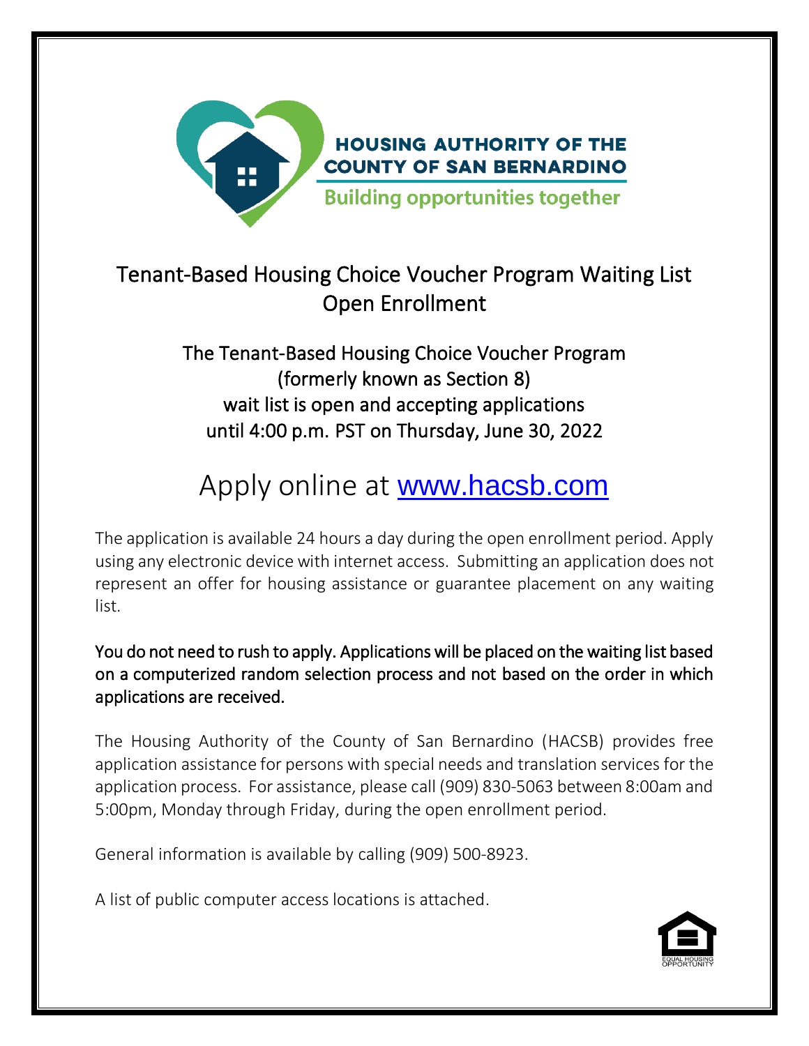**HOUSING AUTHORITY OF THE COUNTY OF SAN BERNARDINO**

Building opportunities together

# Tenant-Based Housing Choice Voucher Program Waiting List Open Enrollment

## The Tenant-Based Housing Choice Voucher Program (formerly known as Section 8) wait list is open and accepting applications until 4:00 p.m. PST on Thursday, June 30, 2022

# Apply online at [www.hacsb.com](http://www.hacsb.com)

The application is available 24 hours a day during the open enrollment period. Apply using any electronic device with internet access. Submitting an application does not represent an offer for housing assistance or guarantee placement on any waiting list.

You do not need to rush to apply. Applications will be placed on the waiting list based on a computerized random selection process and not based on the order in which applications are received.

The Housing Authority of the County of San Bernardino (HACSB) provides free application assistance for persons with special needs and translation services for the application process. For assistance, please call (909) 830-5063 between 8:00am and 5:00pm, Monday through Friday, during the open enrollment period.

General information is available by calling (909) 500-8923.

A list of public computer access locations is attached.

EQUAL HOUSING OPPORTUNITY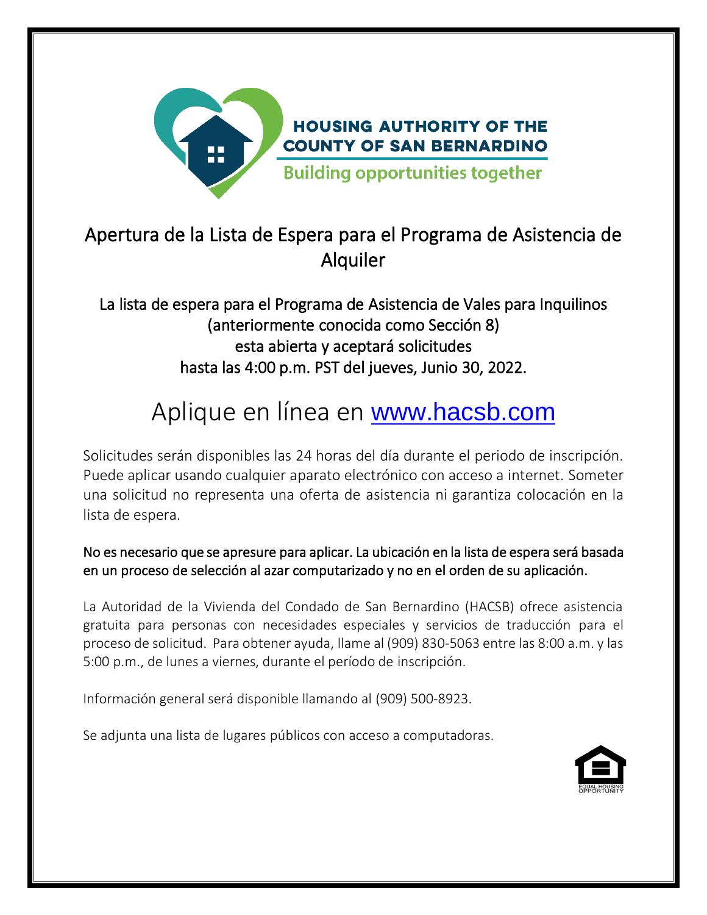HOUSING AUTHORITY OF THE COUNTY OF SAN BERNARDINO

Building opportunities together

# Apertura de la Lista de Espera para el Programa de Asistencia de Alquiler

## La lista de espera para el Programa de Asistencia de Vales para Inquilinos (anteriormente conocida como Sección 8) esta abierta y aceptará solicitudes hasta las 4:00 p.m. PST del jueves, Junio 30, 2022.

# Aplique en línea en [www.hacsb.com](http://www.hacsb.com)

Solicitudes serán disponibles las 24 horas del día durante el periodo de inscripción. Puede aplicar usando cualquier aparato electrónico con acceso a internet. Someter una solicitud no representa una oferta de asistencia ni garantiza colocación en la lista de espera.

No es necesario que se apresure para aplicar. La ubicación en la lista de espera será basada en un proceso de selección al azar computarizado y no en el orden de su aplicación.

La Autoridad de la Vivienda del Condado de San Bernardino (HACSB) ofrece asistencia gratuita para personas con necesidades especiales y servicios de traducción para el proceso de solicitud. Para obtener ayuda, llame al (909) 830-5063 entre las 8:00 a.m. y las 5:00 p.m., de lunes a viernes, durante el período de inscripción.

Información general será disponible llamando al (909) 500-8923.

Se adjunta una lista de lugares públicos con acceso a computadoras.

EQUAL HOUSING OPPORTUNITY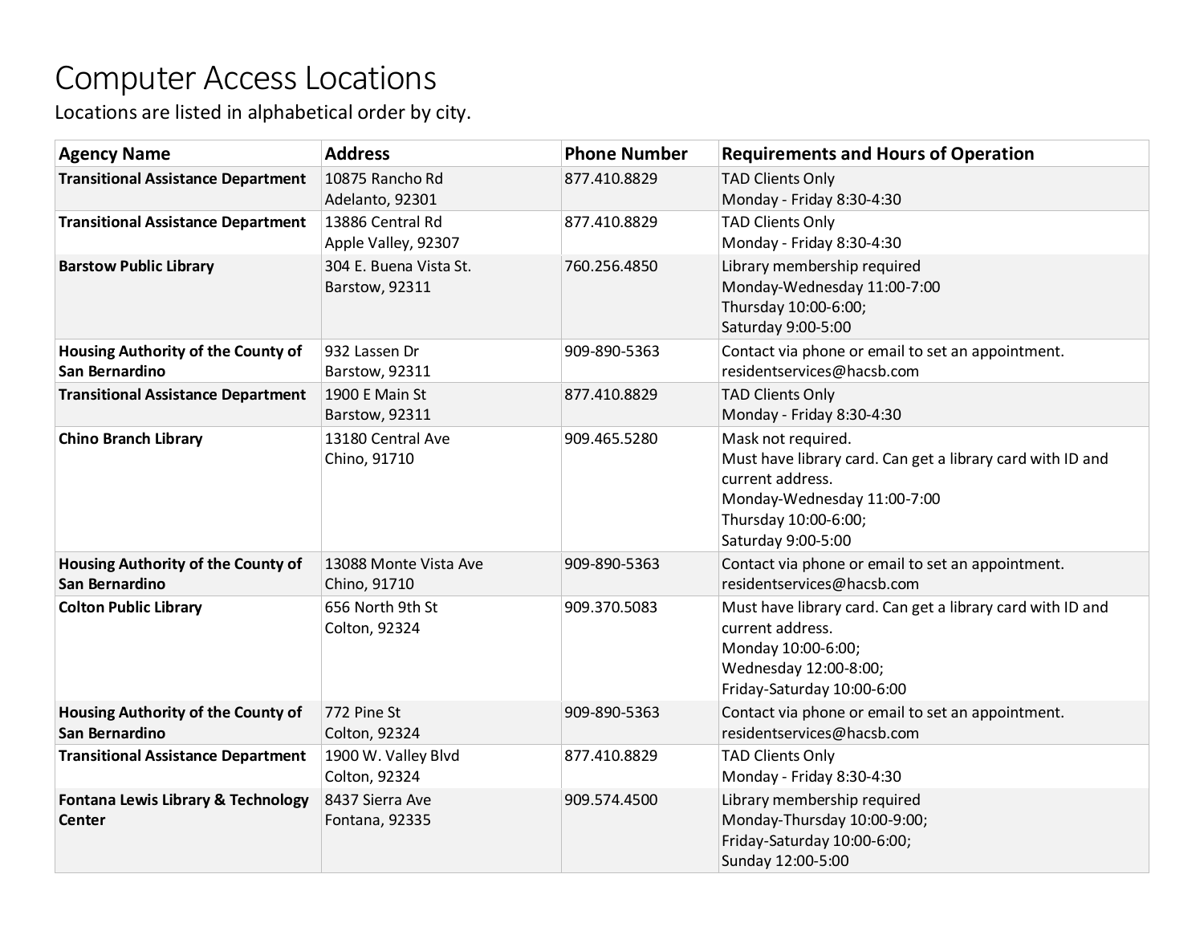# Computer Access Locations

Locations are listed in alphabetical order by city.

| Agency Name | Address | Phone Number | Requirements and Hours of Operation |
|---|---|---|---|
| **Transitional Assistance Department** | 10875 Rancho Rd<br>Adelanto, 92301 | 877.410.8829 | TAD Clients Only<br>Monday - Friday 8:30-4:30 |
| **Transitional Assistance Department** | 13886 Central Rd<br>Apple Valley, 92307 | 877.410.8829 | TAD Clients Only<br>Monday - Friday 8:30-4:30 |
| **Barstow Public Library** | 304 E. Buena Vista St.<br>Barstow, 92311 | 760.256.4850 | Library membership required<br>Monday-Wednesday 11:00-7:00<br>Thursday 10:00-6:00;<br>Saturday 9:00-5:00 |
| **Housing Authority of the County of San Bernardino** | 932 Lassen Dr<br>Barstow, 92311 | 909-890-5363 | Contact via phone or email to set an appointment.<br>residentservices@hacsb.com |
| **Transitional Assistance Department** | 1900 E Main St<br>Barstow, 92311 | 877.410.8829 | TAD Clients Only<br>Monday - Friday 8:30-4:30 |
| **Chino Branch Library** | 13180 Central Ave<br>Chino, 91710 | 909.465.5280 | Mask not required.<br>Must have library card. Can get a library card with ID and current address.<br>Monday-Wednesday 11:00-7:00<br>Thursday 10:00-6:00;<br>Saturday 9:00-5:00 |
| **Housing Authority of the County of San Bernardino** | 13088 Monte Vista Ave<br>Chino, 91710 | 909-890-5363 | Contact via phone or email to set an appointment.<br>residentservices@hacsb.com |
| **Colton Public Library** | 656 North 9th St<br>Colton, 92324 | 909.370.5083 | Must have library card. Can get a library card with ID and current address.<br>Monday 10:00-6:00;<br>Wednesday 12:00-8:00;<br>Friday-Saturday 10:00-6:00 |
| **Housing Authority of the County of San Bernardino** | 772 Pine St<br>Colton, 92324 | 909-890-5363 | Contact via phone or email to set an appointment.<br>residentservices@hacsb.com |
| **Transitional Assistance Department** | 1900 W. Valley Blvd<br>Colton, 92324 | 877.410.8829 | TAD Clients Only<br>Monday - Friday 8:30-4:30 |
| **Fontana Lewis Library & Technology Center** | 8437 Sierra Ave<br>Fontana, 92335 | 909.574.4500 | Library membership required<br>Monday-Thursday 10:00-9:00;<br>Friday-Saturday 10:00-6:00;<br>Sunday 12:00-5:00 |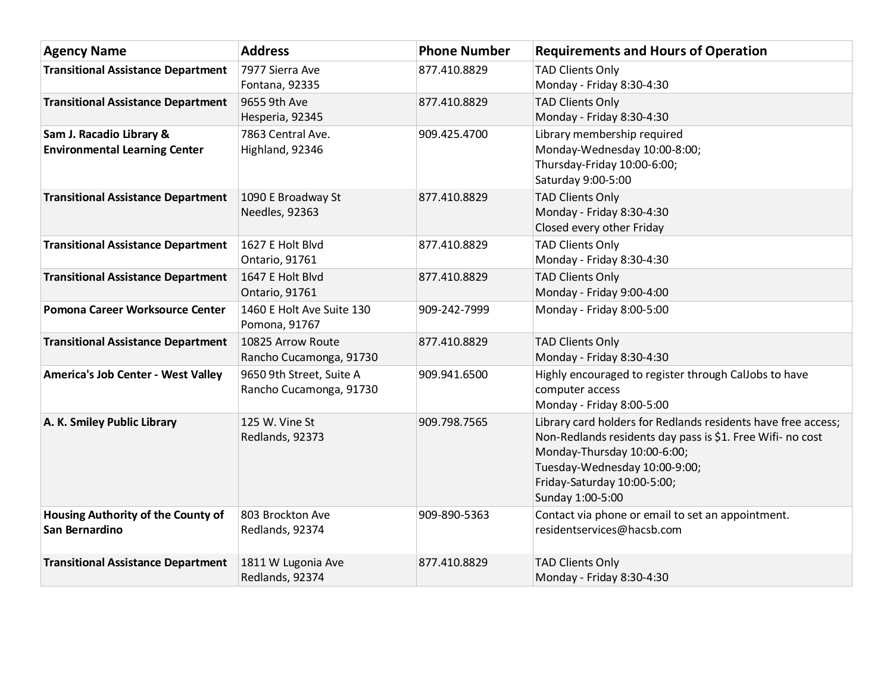| Agency Name | Address | Phone Number | Requirements and Hours of Operation |
|---|---|---|---|
| **Transitional Assistance Department** | 7977 Sierra Ave<br>Fontana, 92335 | 877.410.8829 | TAD Clients Only<br>Monday - Friday 8:30-4:30 |
| **Transitional Assistance Department** | 9655 9th Ave<br>Hesperia, 92345 | 877.410.8829 | TAD Clients Only<br>Monday - Friday 8:30-4:30 |
| **Sam J. Racadio Library & Environmental Learning Center** | 7863 Central Ave.<br>Highland, 92346 | 909.425.4700 | Library membership required<br>Monday-Wednesday 10:00-8:00;<br>Thursday-Friday 10:00-6:00;<br>Saturday 9:00-5:00 |
| **Transitional Assistance Department** | 1090 E Broadway St<br>Needles, 92363 | 877.410.8829 | TAD Clients Only<br>Monday - Friday 8:30-4:30<br>Closed every other Friday |
| **Transitional Assistance Department** | 1627 E Holt Blvd<br>Ontario, 91761 | 877.410.8829 | TAD Clients Only<br>Monday - Friday 8:30-4:30 |
| **Transitional Assistance Department** | 1647 E Holt Blvd<br>Ontario, 91761 | 877.410.8829 | TAD Clients Only<br>Monday - Friday 9:00-4:00 |
| **Pomona Career Worksource Center** | 1460 E Holt Ave Suite 130<br>Pomona, 91767 | 909-242-7999 | Monday - Friday 8:00-5:00 |
| **Transitional Assistance Department** | 10825 Arrow Route<br>Rancho Cucamonga, 91730 | 877.410.8829 | TAD Clients Only<br>Monday - Friday 8:30-4:30 |
| **America's Job Center - West Valley** | 9650 9th Street, Suite A<br>Rancho Cucamonga, 91730 | 909.941.6500 | Highly encouraged to register through CalJobs to have computer access<br>Monday - Friday 8:00-5:00 |
| **A. K. Smiley Public Library** | 125 W. Vine St<br>Redlands, 92373 | 909.798.7565 | Library card holders for Redlands residents have free access;<br>Non-Redlands residents day pass is $1. Free Wifi- no cost<br>Monday-Thursday 10:00-6:00;<br>Tuesday-Wednesday 10:00-9:00;<br>Friday-Saturday 10:00-5:00;<br>Sunday 1:00-5:00 |
| **Housing Authority of the County of San Bernardino** | 803 Brockton Ave<br>Redlands, 92374 | 909-890-5363 | Contact via phone or email to set an appointment.<br>residentservices@hacsb.com |
| **Transitional Assistance Department** | 1811 W Lugonia Ave<br>Redlands, 92374 | 877.410.8829 | TAD Clients Only<br>Monday - Friday 8:30-4:30 |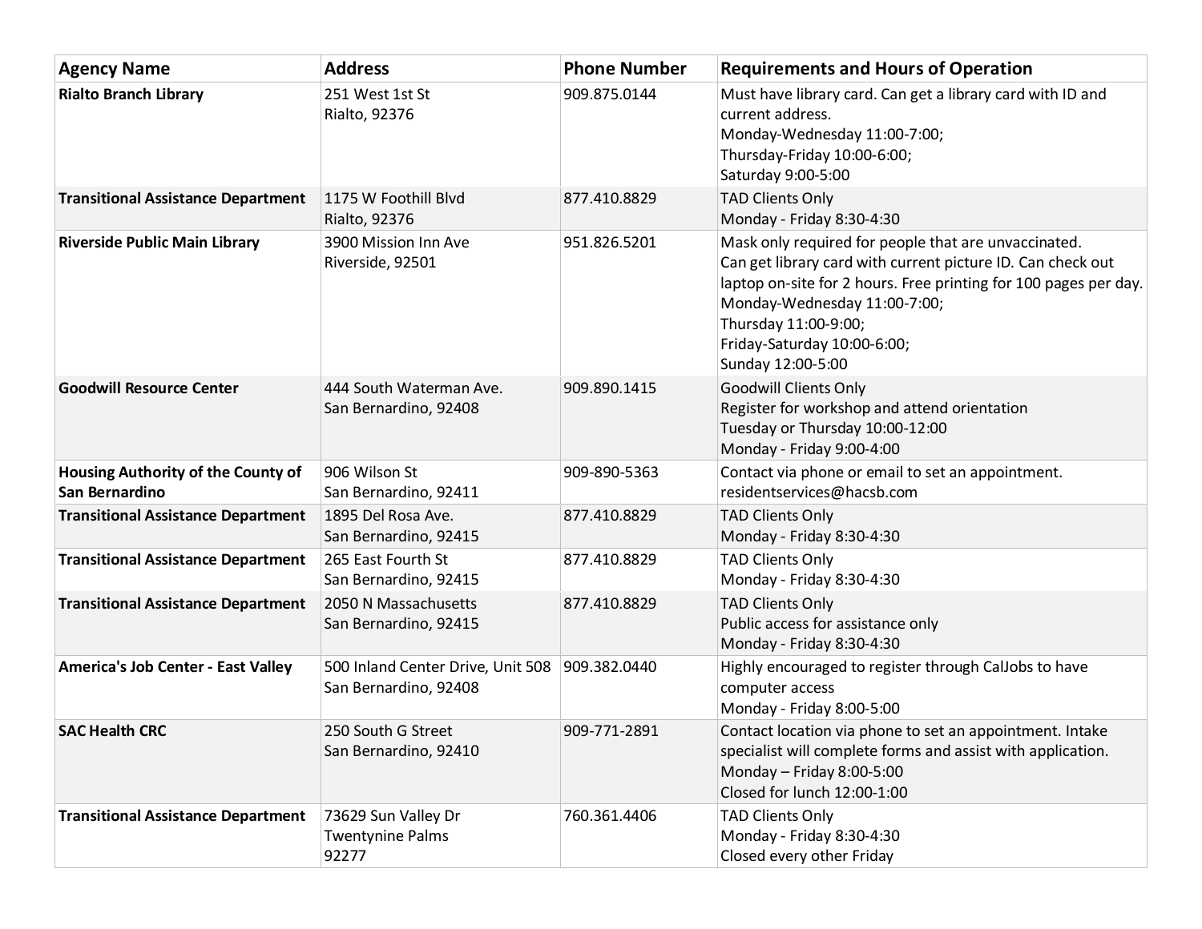| Agency Name | Address | Phone Number | Requirements and Hours of Operation |
| --- | --- | --- | --- |
| **Rialto Branch Library** | 251 West 1st St<br>Rialto, 92376 | 909.875.0144 | Must have library card. Can get a library card with ID and current address.<br>Monday-Wednesday 11:00-7:00;<br>Thursday-Friday 10:00-6:00;<br>Saturday 9:00-5:00 |
| **Transitional Assistance Department** | 1175 W Foothill Blvd<br>Rialto, 92376 | 877.410.8829 | TAD Clients Only<br>Monday - Friday 8:30-4:30 |
| **Riverside Public Main Library** | 3900 Mission Inn Ave<br>Riverside, 92501 | 951.826.5201 | Mask only required for people that are unvaccinated.<br>Can get library card with current picture ID. Can check out laptop on-site for 2 hours. Free printing for 100 pages per day.<br>Monday-Wednesday 11:00-7:00;<br>Thursday 11:00-9:00;<br>Friday-Saturday 10:00-6:00;<br>Sunday 12:00-5:00 |
| **Goodwill Resource Center** | 444 South Waterman Ave.<br>San Bernardino, 92408 | 909.890.1415 | Goodwill Clients Only<br>Register for workshop and attend orientation<br>Tuesday or Thursday 10:00-12:00<br>Monday - Friday 9:00-4:00 |
| **Housing Authority of the County of San Bernardino** | 906 Wilson St<br>San Bernardino, 92411 | 909-890-5363 | Contact via phone or email to set an appointment.<br>residentservices@hacsb.com |
| **Transitional Assistance Department** | 1895 Del Rosa Ave.<br>San Bernardino, 92415 | 877.410.8829 | TAD Clients Only<br>Monday - Friday 8:30-4:30 |
| **Transitional Assistance Department** | 265 East Fourth St<br>San Bernardino, 92415 | 877.410.8829 | TAD Clients Only<br>Monday - Friday 8:30-4:30 |
| **Transitional Assistance Department** | 2050 N Massachusetts<br>San Bernardino, 92415 | 877.410.8829 | TAD Clients Only<br>Public access for assistance only<br>Monday - Friday 8:30-4:30 |
| **America's Job Center - East Valley** | 500 Inland Center Drive, Unit 508<br>San Bernardino, 92408 | 909.382.0440 | Highly encouraged to register through CalJobs to have computer access<br>Monday - Friday 8:00-5:00 |
| **SAC Health CRC** | 250 South G Street<br>San Bernardino, 92410 | 909-771-2891 | Contact location via phone to set an appointment. Intake specialist will complete forms and assist with application.<br>Monday – Friday 8:00-5:00<br>Closed for lunch 12:00-1:00 |
| **Transitional Assistance Department** | 73629 Sun Valley Dr<br>Twentynine Palms<br>92277 | 760.361.4406 | TAD Clients Only<br>Monday - Friday 8:30-4:30<br>Closed every other Friday |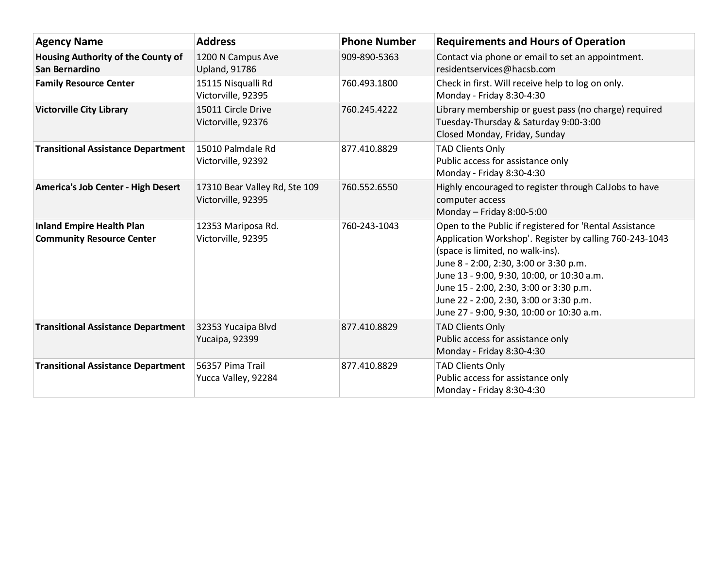| Agency Name | Address | Phone Number | Requirements and Hours of Operation |
|---|---|---|---|
| **Housing Authority of the County of San Bernardino** | 1200 N Campus Ave<br>Upland, 91786 | 909-890-5363 | Contact via phone or email to set an appointment.<br>residentservices@hacsb.com |
| **Family Resource Center** | 15115 Nisqualli Rd<br>Victorville, 92395 | 760.493.1800 | Check in first. Will receive help to log on only.<br>Monday - Friday 8:30-4:30 |
| **Victorville City Library** | 15011 Circle Drive<br>Victorville, 92376 | 760.245.4222 | Library membership or guest pass (no charge) required<br>Tuesday-Thursday & Saturday 9:00-3:00<br>Closed Monday, Friday, Sunday |
| **Transitional Assistance Department** | 15010 Palmdale Rd<br>Victorville, 92392 | 877.410.8829 | TAD Clients Only<br>Public access for assistance only<br>Monday - Friday 8:30-4:30 |
| **America's Job Center - High Desert** | 17310 Bear Valley Rd, Ste 109<br>Victorville, 92395 | 760.552.6550 | Highly encouraged to register through CalJobs to have computer access<br>Monday – Friday 8:00-5:00 |
| **Inland Empire Health Plan Community Resource Center** | 12353 Mariposa Rd.<br>Victorville, 92395 | 760-243-1043 | Open to the Public if registered for 'Rental Assistance Application Workshop'. Register by calling 760-243-1043 (space is limited, no walk-ins).<br>June 8 - 2:00, 2:30, 3:00 or 3:30 p.m.<br>June 13 - 9:00, 9:30, 10:00, or 10:30 a.m.<br>June 15 - 2:00, 2:30, 3:00 or 3:30 p.m.<br>June 22 - 2:00, 2:30, 3:00 or 3:30 p.m.<br>June 27 - 9:00, 9:30, 10:00 or 10:30 a.m. |
| **Transitional Assistance Department** | 32353 Yucaipa Blvd<br>Yucaipa, 92399 | 877.410.8829 | TAD Clients Only<br>Public access for assistance only<br>Monday - Friday 8:30-4:30 |
| **Transitional Assistance Department** | 56357 Pima Trail<br>Yucca Valley, 92284 | 877.410.8829 | TAD Clients Only<br>Public access for assistance only<br>Monday - Friday 8:30-4:30 |